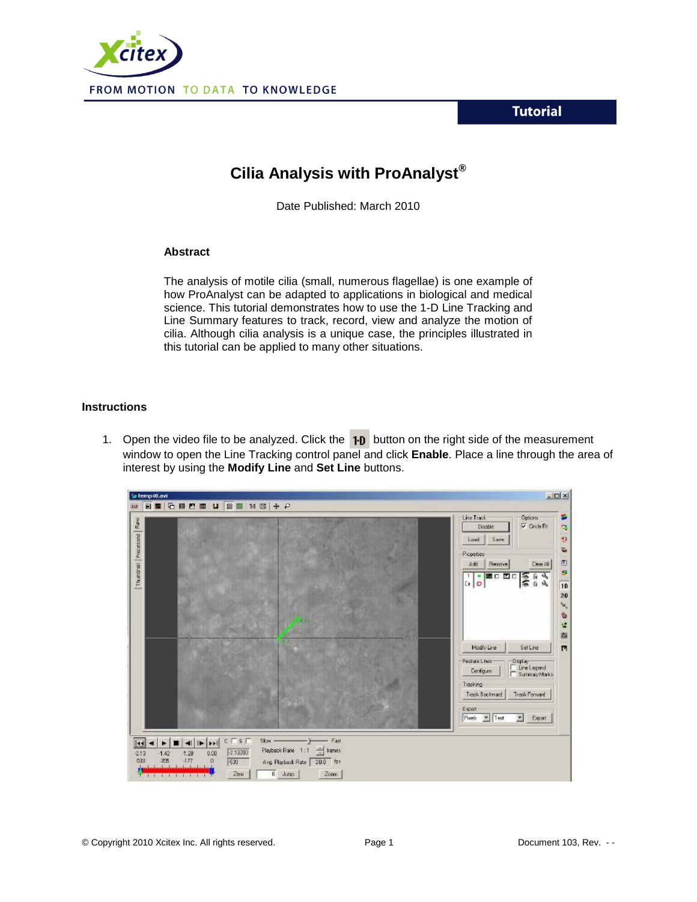# Cilia Analysis with ProAnalyst®

Date Published: March 2010

### Abstract

The analysis of motile cilia (small, numerous flagellae) is one example of how ProAnalyst can be adapted to applications in biological and medical science. This tutorial demonstrates how to use the 1-D Line Tracking and Line Summary features to track, record, view and analyze the motion of cilia. Although cilia analysis is a unique case, the principles illustrated in this tutorial can be applied to many other situations.

## Instructions

1. Open the video file to be analyzed. Click the 1-D button on the right side of the measurement window to open the Line Tracking control panel and click **Enable**. Place a line through the area of interest by using the **Modify Line** and **Set Line** buttons.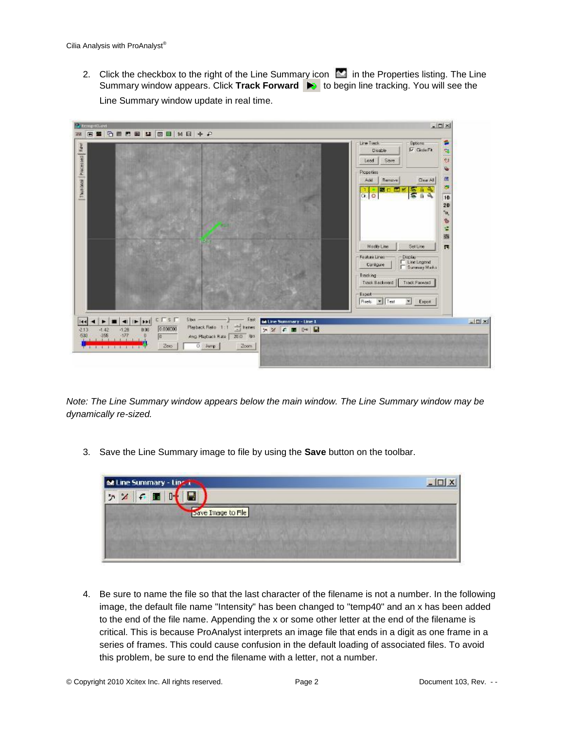2. Click the checkbox to the right of the Line Summary icon in the Properties listing. The Line Summary window appears. Click **Track Forward** to begin line tracking. You will see the Line Summary window update in real time.

*Note: The Line Summary window appears below the main window. The Line Summary window may be dynamically re-sized.*

3. Save the Line Summary image to file by using the **Save** button on the toolbar.

4. Be sure to name the file so that the last character of the filename is not a number. In the following image, the default file name "Intensity" has been changed to "temp40" and an x has been added to the end of the file name. Appending the x or some other letter at the end of the filename is critical. This is because ProAnalyst interprets an image file that ends in a digit as one frame in a series of frames. This could cause confusion in the default loading of associated files. To avoid this problem, be sure to end the filename with a letter, not a number.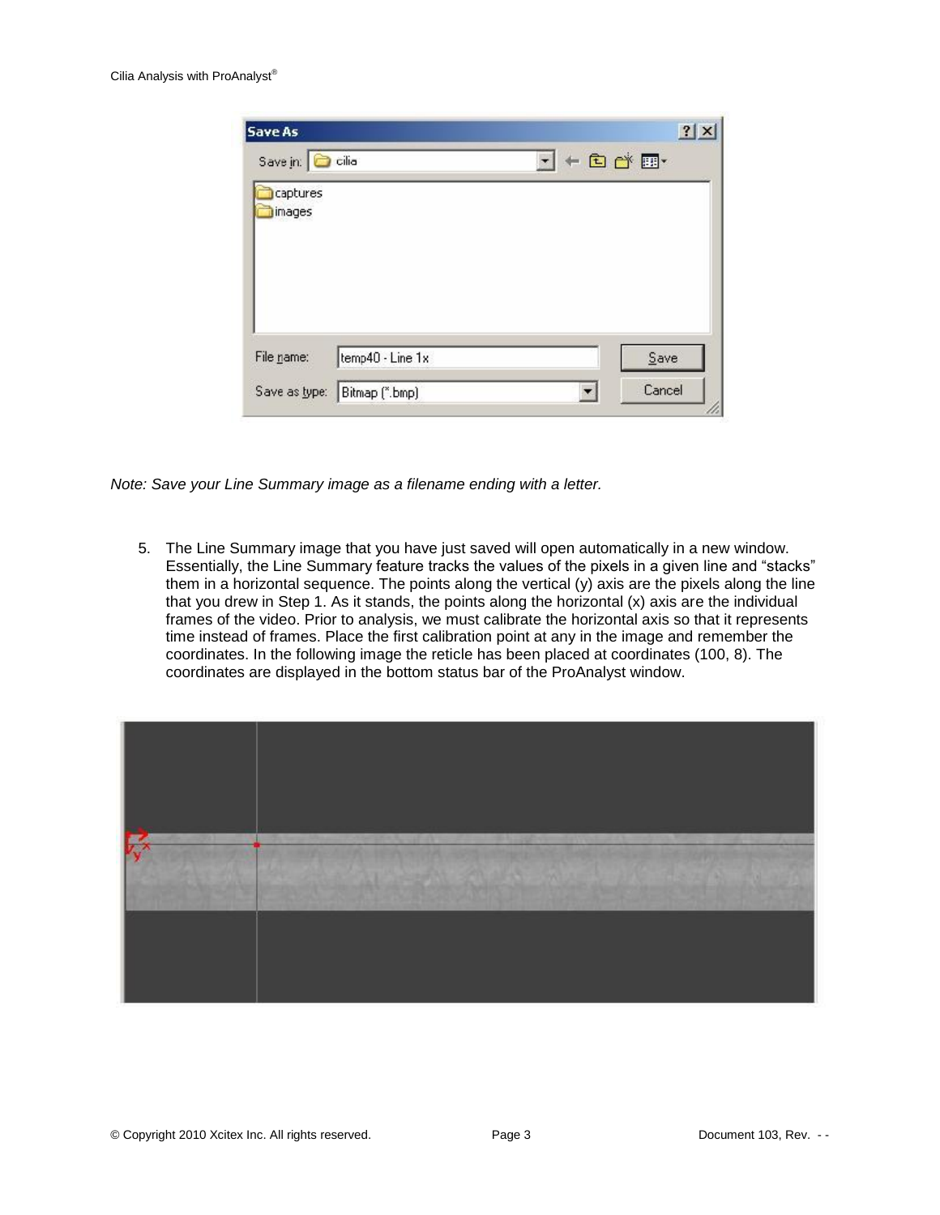*Note: Save your Line Summary image as a filename ending with a letter.*

5. The Line Summary image that you have just saved will open automatically in a new window. Essentially, the Line Summary feature tracks the values of the pixels in a given line and "stacks" them in a horizontal sequence. The points along the vertical (y) axis are the pixels along the line that you drew in Step 1. As it stands, the points along the horizontal (x) axis are the individual frames of the video. Prior to analysis, we must calibrate the horizontal axis so that it represents time instead of frames. Place the first calibration point at any in the image and remember the coordinates. In the following image the reticle has been placed at coordinates (100, 8). The coordinates are displayed in the bottom status bar of the ProAnalyst window.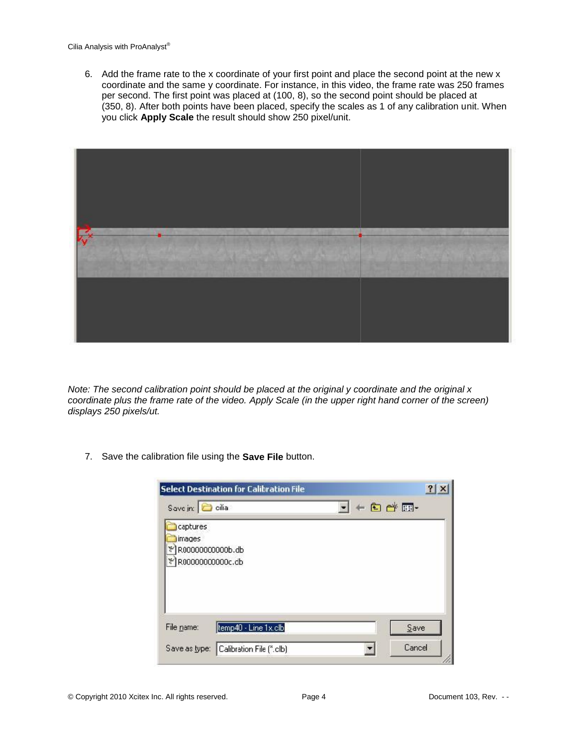6. Add the frame rate to the x coordinate of your first point and place the second point at the new x coordinate and the same y coordinate. For instance, in this video, the frame rate was 250 frames per second. The first point was placed at (100, 8), so the second point should be placed at (350, 8). After both points have been placed, specify the scales as 1 of any calibration unit. When you click **Apply Scale** the result should show 250 pixel/unit.

*Note: The second calibration point should be placed at the original y coordinate and the original x coordinate plus the frame rate of the video. Apply Scale (in the upper right hand corner of the screen) displays 250 pixels/ut.*

7. Save the calibration file using the **Save File** button.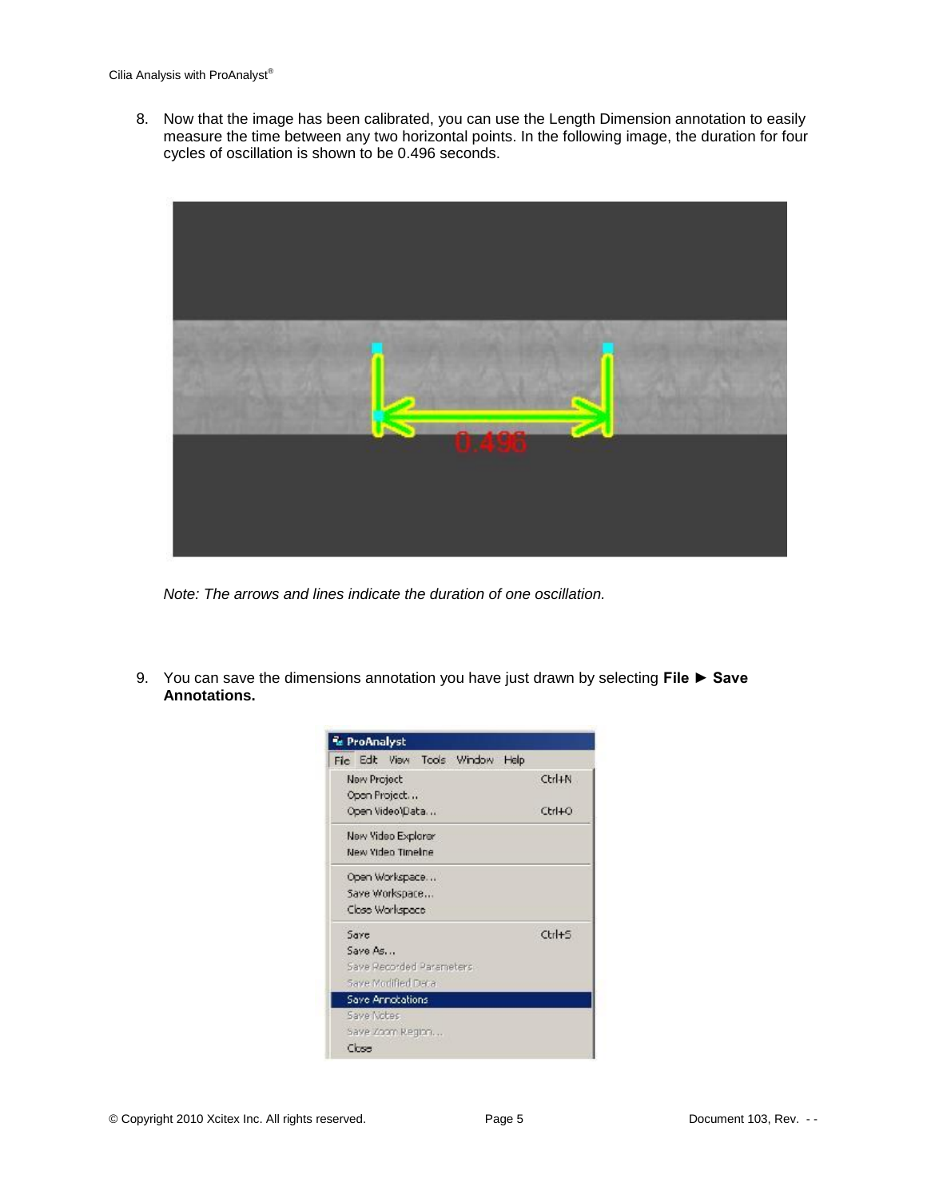8. Now that the image has been calibrated, you can use the Length Dimension annotation to easily measure the time between any two horizontal points. In the following image, the duration for four cycles of oscillation is shown to be 0.496 seconds.

   *Note: The arrows and lines indicate the duration of one oscillation.*

9. You can save the dimensions annotation you have just drawn by selecting **File ► Save Annotations.**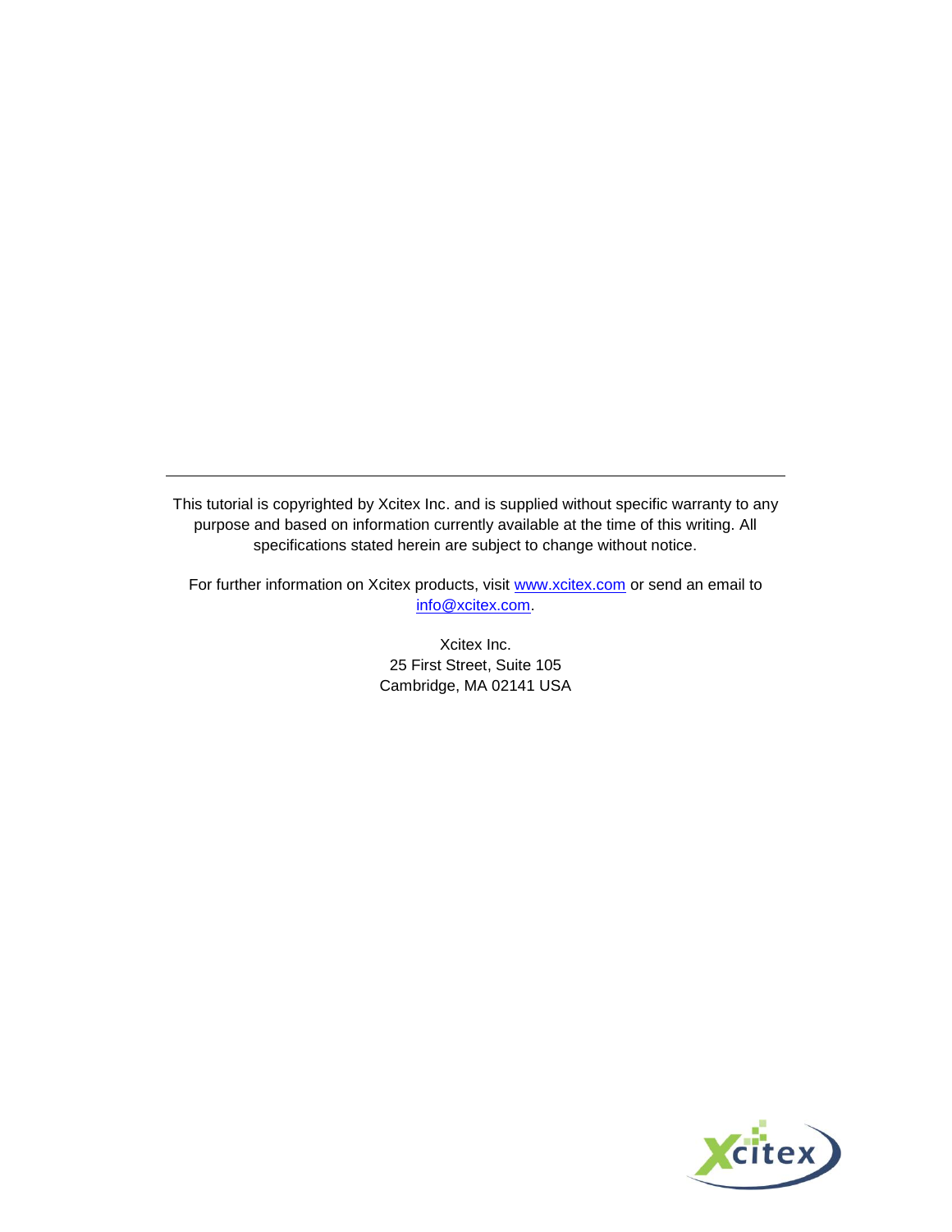---

This tutorial is copyrighted by Xcitex Inc. and is supplied without specific warranty to any purpose and based on information currently available at the time of this writing. All specifications stated herein are subject to change without notice.

For further information on Xcitex products, visit www.xcitex.com or send an email to info@xcitex.com.

Xcitex Inc.
25 First Street, Suite 105
Cambridge, MA 02141 USA